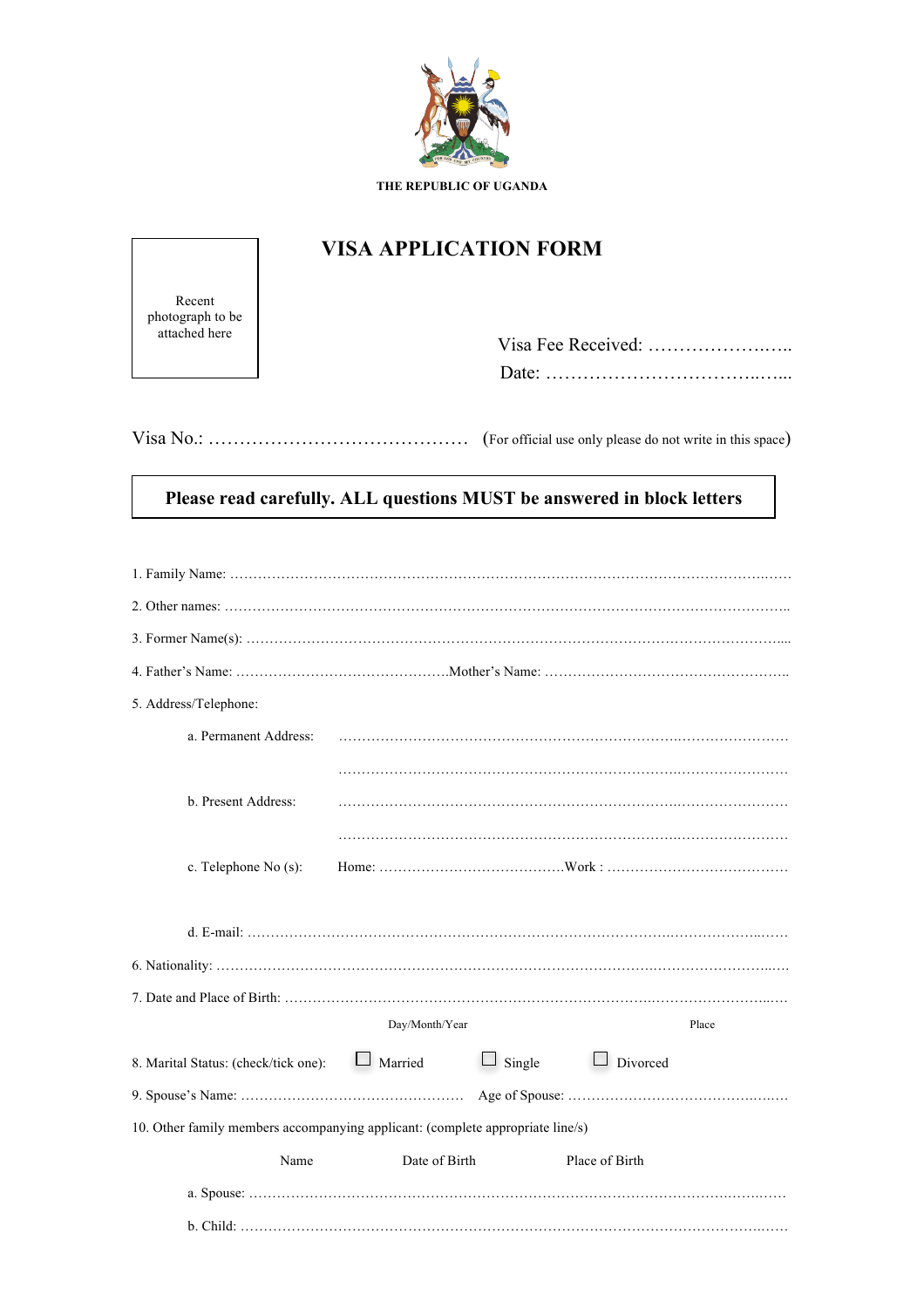THE REPUBLIC OF UGANDA

# VISA APPLICATION FORM

Recent photograph to be attached here

Visa Fee Received: ……………….…..

Date: ……………………………..…...

Visa No.: …………………………………… (For official use only please do not write in this space)

**Please read carefully. ALL questions MUST be answered in block letters**

1. Family Name: ……………………………………………………………………………………………………..……

2. Other names: ………………………………………………………………………………………………………..

3. Former Name(s): ………………………………………………………………………………………………….....

4. Father's Name: ……………………………………….Mother's Name: ……………………………………………..

5. Address/Telephone:

   a. Permanent Address: ……………………………………………………………….……………………

   ……………………………………………………………….……………………

   b. Present Address: ……………………………………………………………….……………………

   ……………………………………………………………….……………………

   c. Telephone No (s): Home: …………………………………Work : …………………………………

   d. E-mail: ………………………………………………………………………………….………………...……

6. Nationality: ………………………………………………………………………………….……………………...…

7. Date and Place of Birth: ………………………………………………………………….………………………..…
   Day/Month/Year Place

8. Marital Status: (check/tick one): ☐ Married ☐ Single ☐ Divorced

9. Spouse's Name: ………………………………………… Age of Spouse: ………………………………….…….

10. Other family members accompanying applicant: (complete appropriate line/s)

| | Name | Date of Birth | Place of Birth |
|---|---|---|---|
| a. Spouse: | | | |
| b. Child: | | | |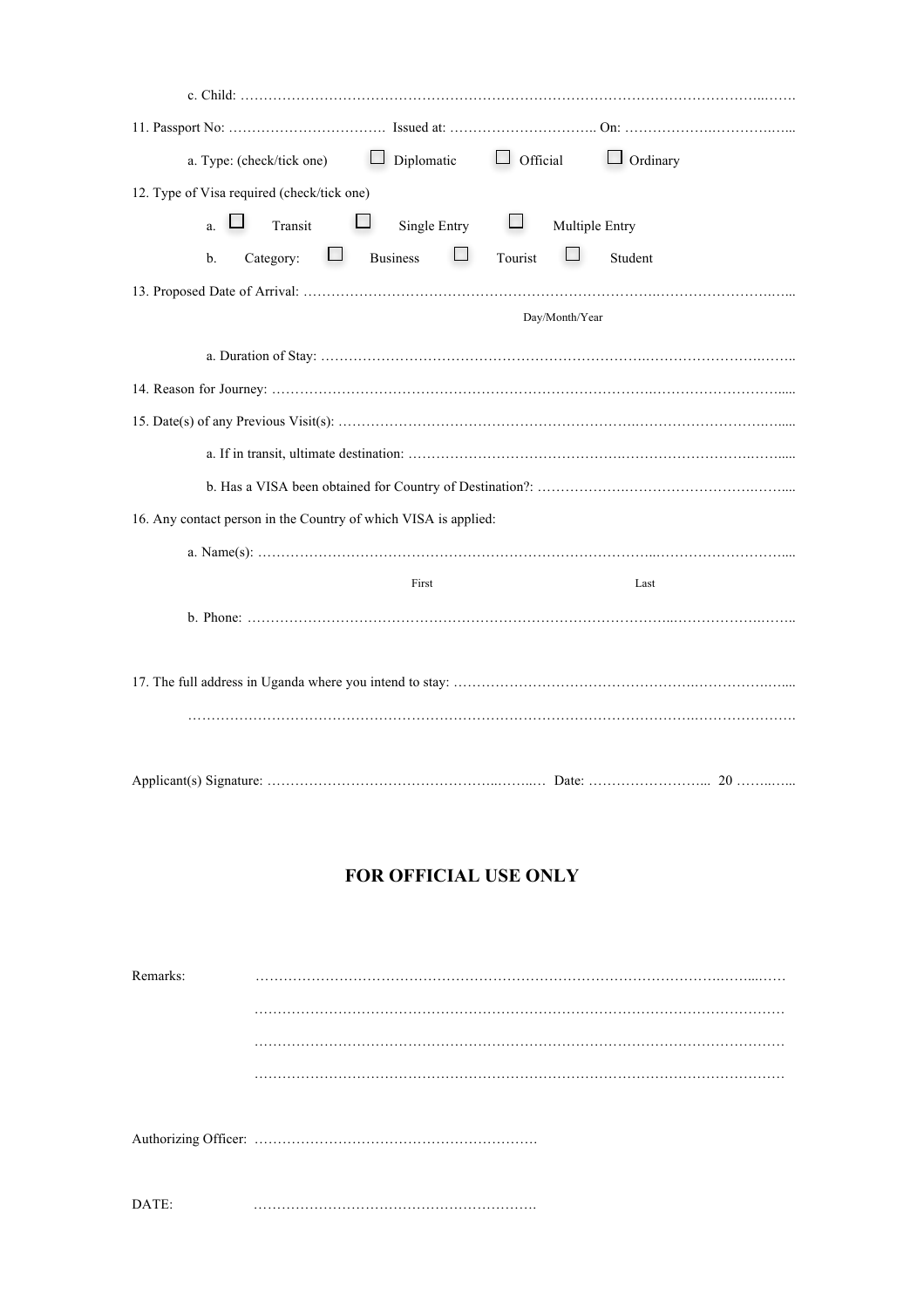c. Child: ……………………………………………………………………………………………………..…….

11. Passport No: ……………………………. Issued at: ………………………….. On: ……………….…………….…..

a. Type: (check/tick one) ☐ Diplomatic ☐ Official ☐ Ordinary

12. Type of Visa required (check/tick one)

a. ☐ Transit ☐ Single Entry ☐ Multiple Entry

b. Category: ☐ Business ☐ Tourist ☐ Student

13. Proposed Date of Arrival: …………………………………………………………………….…………………….…...

Day/Month/Year

a. Duration of Stay: …………………………………………………………….……………………..……..

14. Reason for Journey: ………………………………………………………………………….………………………......

15. Date(s) of any Previous Visit(s): ……………………………………………………….…………………………..…....

a. If in transit, ultimate destination: ……………………………………….……………………..……....

b. Has a VISA been obtained for Country of Destination?: ……………….………………………….……....

16. Any contact person in the Country of which VISA is applied:

a. Name(s): ………………………………………………………………………..………………………....

First Last

b. Phone: ……………………………………………………………………………..……………….……..

17. The full address in Uganda where you intend to stay: ……………………………………………….…………….…....

…………………………………………………………………………………………………….………………….

Applicant(s) Signature: …………………………………………..…….… Date: ……………………... 20 ……..…...

## FOR OFFICIAL USE ONLY

Remarks: ………………………………………………………………………………………….……...……

…………………………………………………………………………………………………………

…………………………………………………………………………………………………………

…………………………………………………………………………………………………………

Authorizing Officer: ……………………………………………………

DATE: ……………………………………………………